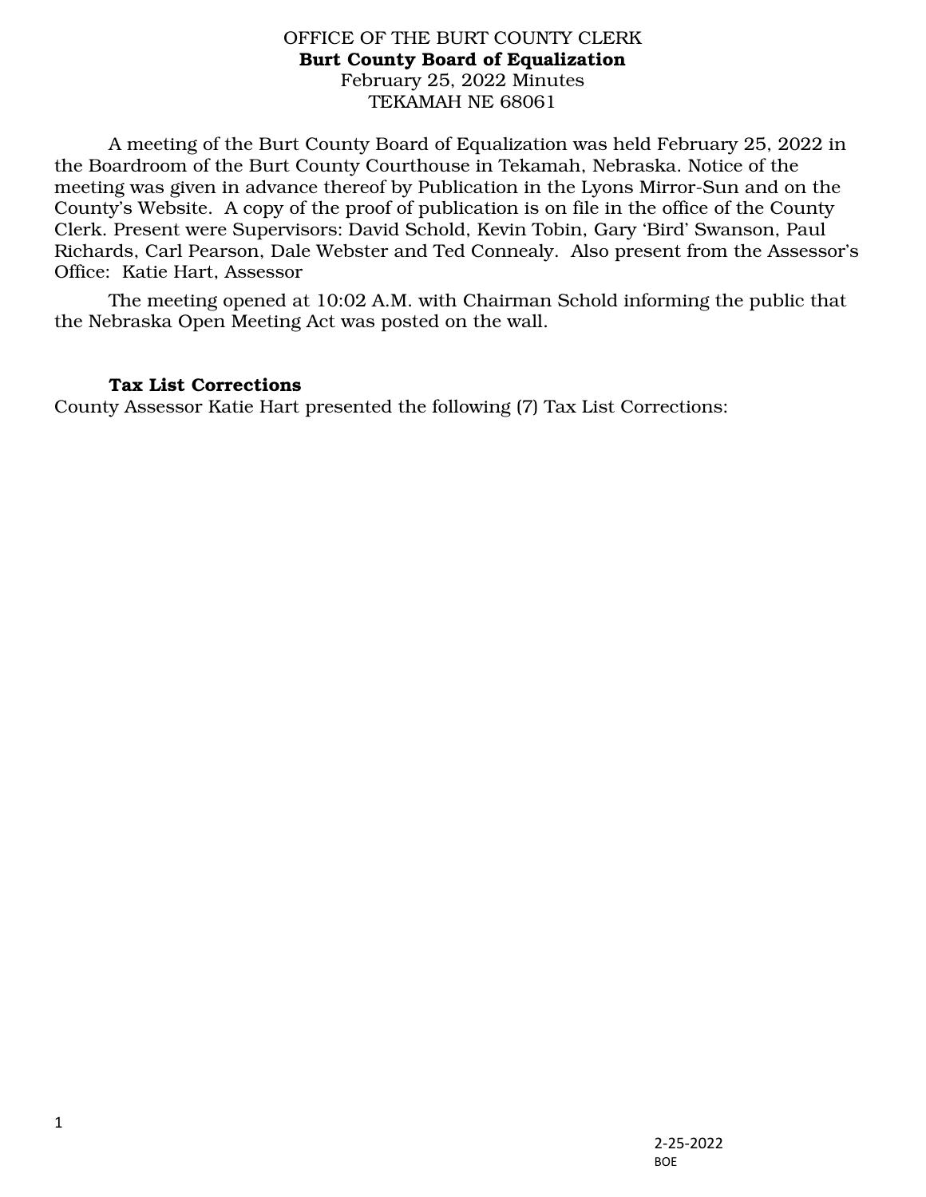OFFICE OF THE BURT COUNTY CLERK
**Burt County Board of Equalization**
February 25, 2022 Minutes
TEKAMAH NE 68061

A meeting of the Burt County Board of Equalization was held February 25, 2022 in the Boardroom of the Burt County Courthouse in Tekamah, Nebraska. Notice of the meeting was given in advance thereof by Publication in the Lyons Mirror-Sun and on the County's Website. A copy of the proof of publication is on file in the office of the County Clerk. Present were Supervisors: David Schold, Kevin Tobin, Gary 'Bird' Swanson, Paul Richards, Carl Pearson, Dale Webster and Ted Connealy. Also present from the Assessor's Office: Katie Hart, Assessor

The meeting opened at 10:02 A.M. with Chairman Schold informing the public that the Nebraska Open Meeting Act was posted on the wall.

**Tax List Corrections**

County Assessor Katie Hart presented the following (7) Tax List Corrections: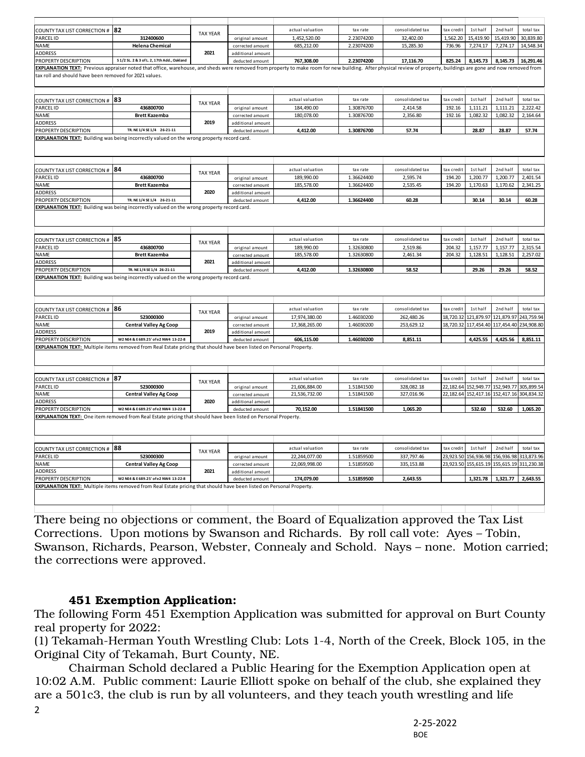| COUNTY TAX LIST CORRECTION # | 82 | TAX YEAR | | actual valuation | tax rate | consolidated tax | tax credit | 1st half | 2nd half | total tax |
|---|---|---|---|---|---|---|---|---|---|---|
| PARCEL ID | 312400600 | | original amount | 1,452,520.00 | 2.23074200 | 32,402.00 | 1,562.20 | 15,419.90 | 15,419.90 | 30,839.80 |
| NAME | Helena Chemical | | corrected amount | 685,212.00 | 2.23074200 | 15,285.30 | 736.96 | 7,274.17 | 7,274.17 | 14,548.34 |
| ADDRESS | | 2021 | additional amount | | | | | | | |
| PROPERTY DESCRIPTION | S 1/2 SL. 2 & 3 of L. 2, 17th Add., Oakland | | deducted amount | **767,308.00** | **2.23074200** | **17,116.70** | **825.24** | **8,145.73** | **8,145.73** | **16,291.46** |

**EXPLANATION TEXT:** Previous appraiser noted that office, warehouse, and sheds were removed from property to make room for new building. After physical review of property, buildings are gone and now removed from tax roll and should have been removed for 2021 values.

| COUNTY TAX LIST CORRECTION # | 83 | TAX YEAR | | actual valuation | tax rate | consolidated tax | tax credit | 1st half | 2nd half | total tax |
|---|---|---|---|---|---|---|---|---|---|---|
| PARCEL ID | 436800700 | | original amount | 184,490.00 | 1.30876700 | 2,414.58 | 192.16 | 1,111.21 | 1,111.21 | 2,222.42 |
| NAME | Brett Kazemba | | corrected amount | 180,078.00 | 1.30876700 | 2,356.80 | 192.16 | 1,082.32 | 1,082.32 | 2,164.64 |
| ADDRESS | | 2019 | additional amount | | | | | | | |
| PROPERTY DESCRIPTION | TR. NE 1/4 SE 1/4 26-21-11 | | deducted amount | **4,412.00** | **1.30876700** | **57.74** | | **28.87** | **28.87** | **57.74** |

**EXPLANATION TEXT:** Building was being incorrectly valued on the wrong property record card.

| COUNTY TAX LIST CORRECTION # | 84 | TAX YEAR | | actual valuation | tax rate | consolidated tax | tax credit | 1st half | 2nd half | total tax |
|---|---|---|---|---|---|---|---|---|---|---|
| PARCEL ID | 436800700 | | original amount | 189,990.00 | 1.36624400 | 2,595.74 | 194.20 | 1,200.77 | 1,200.77 | 2,401.54 |
| NAME | Brett Kazemba | | corrected amount | 185,578.00 | 1.36624400 | 2,535.45 | 194.20 | 1,170.63 | 1,170.62 | 2,341.25 |
| ADDRESS | | 2020 | additional amount | | | | | | | |
| PROPERTY DESCRIPTION | TR. NE 1/4 SE 1/4 26-21-11 | | deducted amount | **4,412.00** | **1.36624400** | **60.28** | | **30.14** | **30.14** | **60.28** |

**EXPLANATION TEXT:** Building was being incorrectly valued on the wrong property record card.

| COUNTY TAX LIST CORRECTION # | 85 | TAX YEAR | | actual valuation | tax rate | consolidated tax | tax credit | 1st half | 2nd half | total tax |
|---|---|---|---|---|---|---|---|---|---|---|
| PARCEL ID | 436800700 | | original amount | 189,990.00 | 1.32630800 | 2,519.86 | 204.32 | 1,157.77 | 1,157.77 | 2,315.54 |
| NAME | Brett Kazemba | | corrected amount | 185,578.00 | 1.32630800 | 2,461.34 | 204.32 | 1,128.51 | 1,128.51 | 2,257.02 |
| ADDRESS | | 2021 | additional amount | | | | | | | |
| PROPERTY DESCRIPTION | TR. NE 1/4 SE 1/4 26-21-11 | | deducted amount | **4,412.00** | **1.32630800** | **58.52** | | **29.26** | **29.26** | **58.52** |

**EXPLANATION TEXT:** Building was being incorrectly valued on the wrong property record card.

| COUNTY TAX LIST CORRECTION # | 86 | TAX YEAR | | actual valuation | tax rate | consolidated tax | tax credit | 1st half | 2nd half | total tax |
|---|---|---|---|---|---|---|---|---|---|---|
| PARCEL ID | 523000300 | | original amount | 17,974,380.00 | 1.46030200 | 262,480.26 | 18,720.32 | 121,879.97 | 121,879.97 | 243,759.94 |
| NAME | Central Valley Ag Coop | | corrected amount | 17,368,265.00 | 1.46030200 | 253,629.12 | 18,720.32 | 117,454.40 | 117,454.40 | 234,908.80 |
| ADDRESS | | 2019 | additional amount | | | | | | | |
| PROPERTY DESCRIPTION | W2 NE4 & E 689.25' of e2 NW4 13-22-8 | | deducted amount | **606,115.00** | **1.46030200** | **8,851.11** | | **4,425.55** | **4,425.56** | **8,851.11** |

**EXPLANATION TEXT:** Multiple items removed from Real Estate pricing that should have been listed on Personal Property.

| COUNTY TAX LIST CORRECTION # | 87 | TAX YEAR | | actual valuation | tax rate | consolidated tax | tax credit | 1st half | 2nd half | total tax |
|---|---|---|---|---|---|---|---|---|---|---|
| PARCEL ID | 523000300 | | original amount | 21,606,884.00 | 1.51841500 | 328,082.18 | 22,182.64 | 152,949.77 | 152,949.77 | 305,899.54 |
| NAME | Central Valley Ag Coop | | corrected amount | 21,536,732.00 | 1.51841500 | 327,016.96 | 22,182.64 | 152,417.16 | 152,417.16 | 304,834.32 |
| ADDRESS | | 2020 | additional amount | | | | | | | |
| PROPERTY DESCRIPTION | W2 NE4 & E 689.25' of e2 NW4 13-22-8 | | deducted amount | **70,152.00** | **1.51841500** | **1,065.20** | | **532.60** | **532.60** | **1,065.20** |

**EXPLANATION TEXT:** One item removed from Real Estate pricing that should have been listed on Personal Property.

| COUNTY TAX LIST CORRECTION # | 88 | TAX YEAR | | actual valuation | tax rate | consolidated tax | tax credit | 1st half | 2nd half | total tax |
|---|---|---|---|---|---|---|---|---|---|---|
| PARCEL ID | 523000300 | | original amount | 22,244,077.00 | 1.51859500 | 337,797.46 | 23,923.50 | 156,936.98 | 156,936.98 | 313,873.96 |
| NAME | Central Valley Ag Coop | | corrected amount | 22,069,998.00 | 1.51859500 | 335,153.88 | 23,923.50 | 155,615.19 | 155,615.19 | 311,230.38 |
| ADDRESS | | 2021 | additional amount | | | | | | | |
| PROPERTY DESCRIPTION | W2 NE4 & E 689.25' of e2 NW4 13-22-8 | | deducted amount | **174,079.00** | **1.51859500** | **2,643.55** | | **1,321.78** | **1,321.77** | **2,643.55** |

**EXPLANATION TEXT:** Multiple items removed from Real Estate pricing that should have been listed on Personal Property.

There being no objections or comment, the Board of Equalization approved the Tax List Corrections. Upon motions by Swanson and Richards. By roll call vote: Ayes – Tobin, Swanson, Richards, Pearson, Webster, Connealy and Schold. Nays – none. Motion carried; the corrections were approved.

### 451 Exemption Application:

The following Form 451 Exemption Application was submitted for approval on Burt County real property for 2022:

(1) Tekamah-Herman Youth Wrestling Club: Lots 1-4, North of the Creek, Block 105, in the Original City of Tekamah, Burt County, NE.

Chairman Schold declared a Public Hearing for the Exemption Application open at 10:02 A.M. Public comment: Laurie Elliott spoke on behalf of the club, she explained they are a 501c3, the club is run by all volunteers, and they teach youth wrestling and life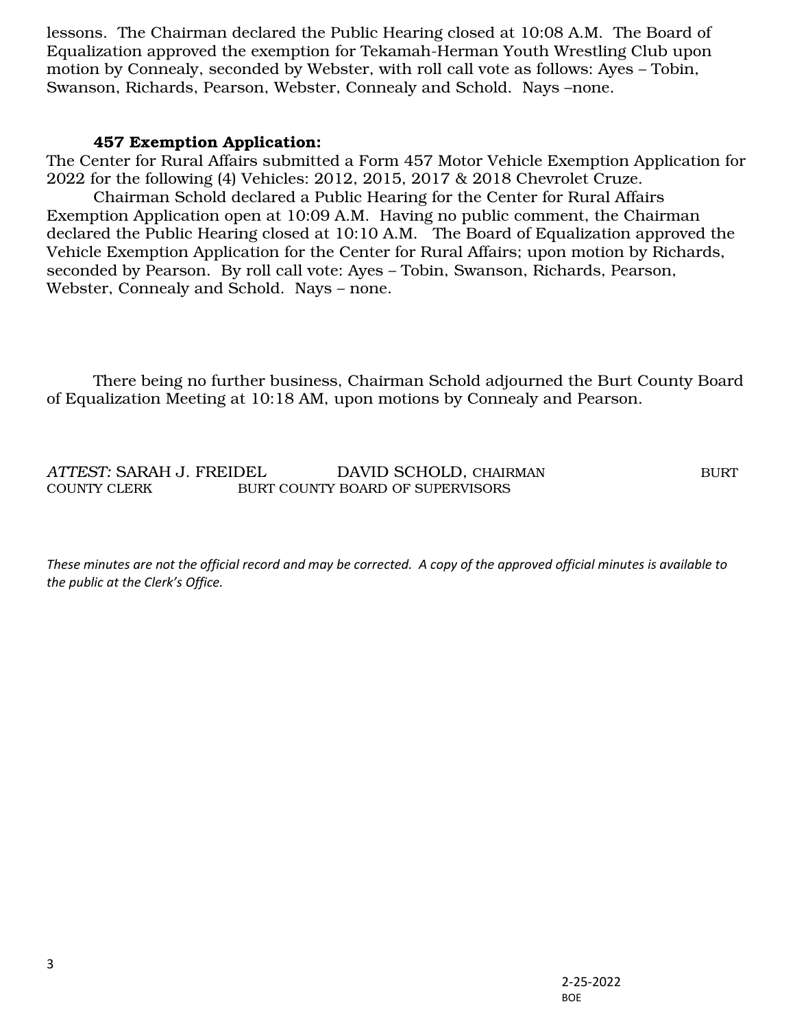lessons. The Chairman declared the Public Hearing closed at 10:08 A.M. The Board of Equalization approved the exemption for Tekamah-Herman Youth Wrestling Club upon motion by Connealy, seconded by Webster, with roll call vote as follows: Ayes – Tobin, Swanson, Richards, Pearson, Webster, Connealy and Schold. Nays –none.

**457 Exemption Application:**

The Center for Rural Affairs submitted a Form 457 Motor Vehicle Exemption Application for 2022 for the following (4) Vehicles: 2012, 2015, 2017 & 2018 Chevrolet Cruze.

Chairman Schold declared a Public Hearing for the Center for Rural Affairs Exemption Application open at 10:09 A.M. Having no public comment, the Chairman declared the Public Hearing closed at 10:10 A.M. The Board of Equalization approved the Vehicle Exemption Application for the Center for Rural Affairs; upon motion by Richards, seconded by Pearson. By roll call vote: Ayes – Tobin, Swanson, Richards, Pearson, Webster, Connealy and Schold. Nays – none.

There being no further business, Chairman Schold adjourned the Burt County Board of Equalization Meeting at 10:18 AM, upon motions by Connealy and Pearson.

*ATTEST:* SARAH J. FREIDEL DAVID SCHOLD, CHAIRMAN BURT COUNTY CLERK BURT COUNTY BOARD OF SUPERVISORS

*These minutes are not the official record and may be corrected. A copy of the approved official minutes is available to the public at the Clerk's Office.*

2-25-2022
BOE